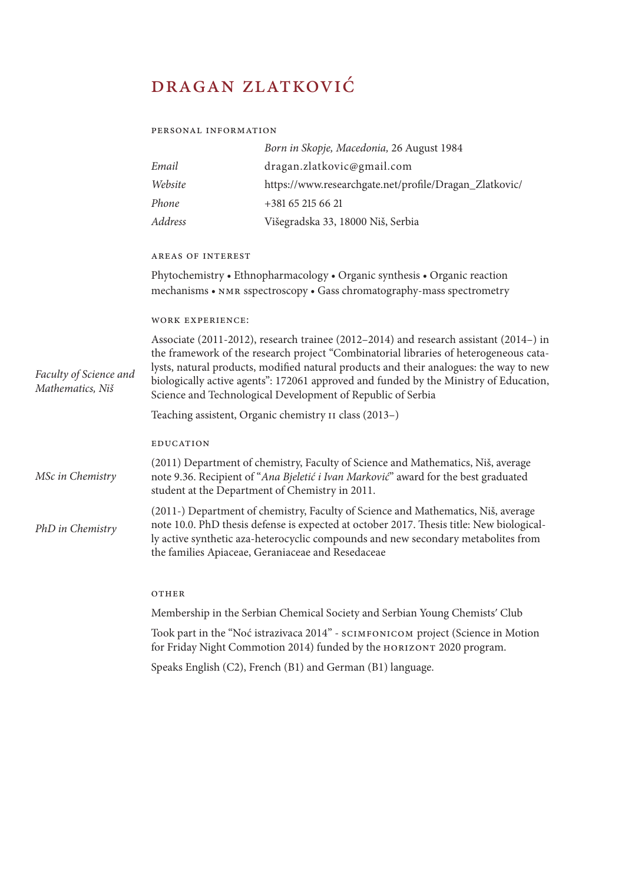# DRAGAN ZLATKOVIĆ

## PERSONAL INFORMATION

| | |
|---|---|
| | *Born in Skopje, Macedonia,* 26 August 1984 |
| *Email* | dragan.zlatkovic@gmail.com |
| *Website* | https://www.researchgate.net/profile/Dragan_Zlatkovic/ |
| *Phone* | +381 65 215 66 21 |
| *Address* | Višegradska 33, 18000 Niš, Serbia |

## AREAS OF INTEREST

Phytochemistry • Ethnopharmacology • Organic synthesis • Organic reaction mechanisms • NMR sspectroscopy • Gass chromatography-mass spectrometry

## WORK EXPERIENCE:

*Faculty of Science and Mathematics, Niš*

Associate (2011-2012), research trainee (2012–2014) and research assistant (2014–) in the framework of the research project "Combinatorial libraries of heterogeneous catalysts, natural products, modified natural products and their analogues: the way to new biologically active agents": 172061 approved and funded by the Ministry of Education, Science and Technological Development of Republic of Serbia

Teaching assistent, Organic chemistry II class (2013–)

## EDUCATION

*MSc in Chemistry*

(2011) Department of chemistry, Faculty of Science and Mathematics, Niš, average note 9.36. Recipient of "*Ana Bjeletić i Ivan Marković*" award for the best graduated student at the Department of Chemistry in 2011.

*PhD in Chemistry*

(2011-) Department of chemistry, Faculty of Science and Mathematics, Niš, average note 10.0. PhD thesis defense is expected at october 2017. Thesis title: New biologically active synthetic aza-heterocyclic compounds and new secondary metabolites from the families Apiaceae, Geraniaceae and Resedaceae

## OTHER

Membership in the Serbian Chemical Society and Serbian Young Chemists' Club

Took part in the "Noć istrazivaca 2014" - SCIMFONICOM project (Science in Motion for Friday Night Commotion 2014) funded by the HORIZONT 2020 program.

Speaks English (C2), French (B1) and German (B1) language.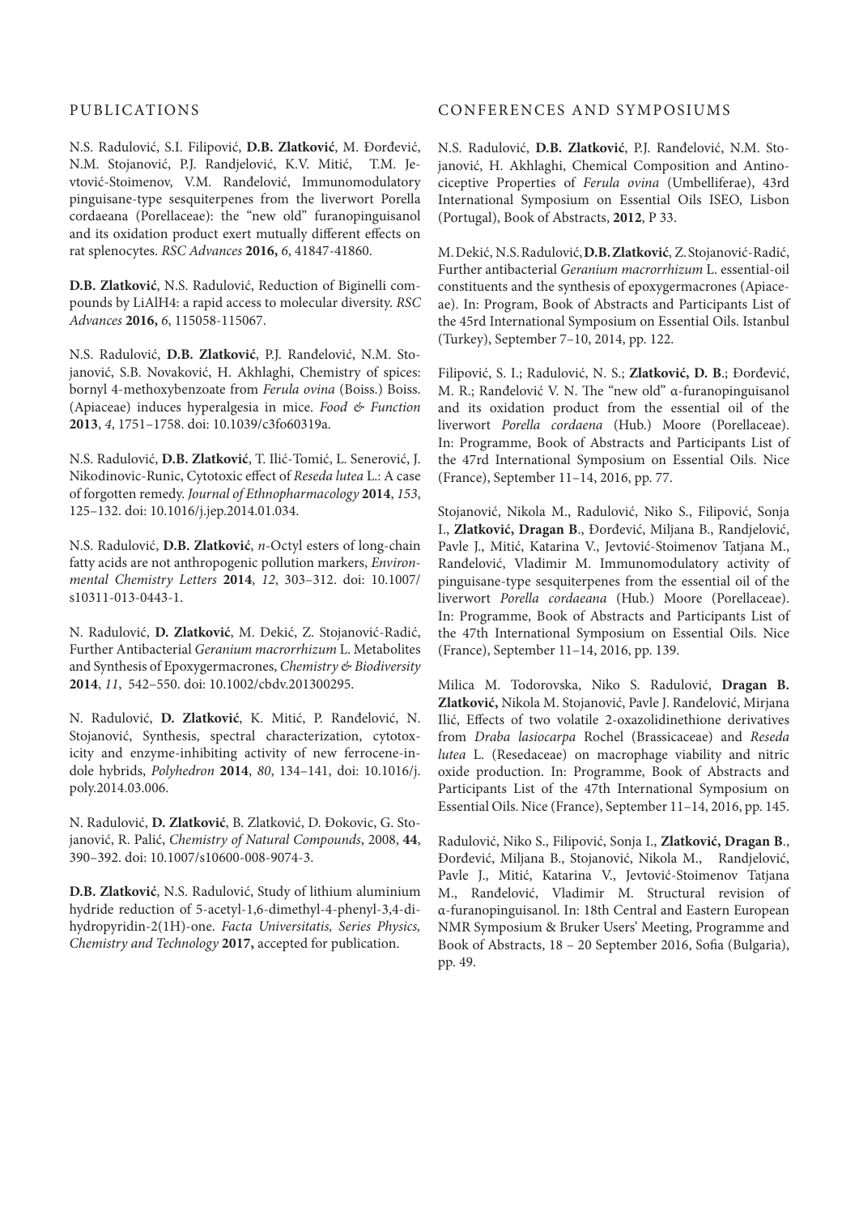## PUBLICATIONS

N.S. Radulović, S.I. Filipović, **D.B. Zlatković**, M. Đorđević, N.M. Stojanović, P.J. Randjelović, K.V. Mitić, T.M. Jevtović-Stoimenov, V.M. Ranđelović, Immunomodulatory pinguisane-type sesquiterpenes from the liverwort Porella cordaeana (Porellaceae): the "new old" furanopinguisanol and its oxidation product exert mutually different effects on rat splenocytes. *RSC Advances* **2016,** *6*, 41847-41860.

**D.B. Zlatković**, N.S. Radulović, Reduction of Biginelli compounds by $LiAlH_4$: a rapid access to molecular diversity. *RSC Advances* **2016,** *6*, 115058-115067.

N.S. Radulović, **D.B. Zlatković**, P.J. Ranđelović, N.M. Stojanović, S.B. Novaković, H. Akhlaghi, Chemistry of spices: bornyl 4-methoxybenzoate from *Ferula ovina* (Boiss.) Boiss. (Apiaceae) induces hyperalgesia in mice. *Food & Function* **2013**, *4*, 1751–1758. doi: 10.1039/c3fo60319a.

N.S. Radulović, **D.B. Zlatković**, T. Ilić-Tomić, L. Senerović, J. Nikodinovic-Runic, Cytotoxic effect of *Reseda lutea* L.: A case of forgotten remedy. *Journal of Ethnopharmacology* **2014**, *153*, 125–132. doi: 10.1016/j.jep.2014.01.034.

N.S. Radulović, **D.B. Zlatković**, *n*-Octyl esters of long-chain fatty acids are not anthropogenic pollution markers, *Environmental Chemistry Letters* **2014**, *12*, 303–312. doi: 10.1007/s10311-013-0443-1.

N. Radulović, **D. Zlatković**, M. Dekić, Z. Stojanović-Radić, Further Antibacterial *Geranium macrorrhizum* L. Metabolites and Synthesis of Epoxygermacrones, *Chemistry & Biodiversity* **2014**, *11*, 542–550. doi: 10.1002/cbdv.201300295.

N. Radulović, **D. Zlatković**, K. Mitić, P. Ranđelović, N. Stojanović, Synthesis, spectral characterization, cytotoxicity and enzyme-inhibiting activity of new ferrocene-indole hybrids, *Polyhedron* **2014**, *80*, 134–141, doi: 10.1016/j.poly.2014.03.006.

N. Radulović, **D. Zlatković**, B. Zlatković, D. Đokovic, G. Stojanović, R. Palić, *Chemistry of Natural Compounds*, 2008, **44**, 390–392. doi: 10.1007/s10600-008-9074-3.

**D.B. Zlatković**, N.S. Radulović, Study of lithium aluminium hydride reduction of 5-acetyl-1,6-dimethyl-4-phenyl-3,4-dihydropyridin-2(1H)-one. *Facta Universitatis, Series Physics, Chemistry and Technology* **2017,** accepted for publication.

## CONFERENCES AND SYMPOSIUMS

N.S. Radulović, **D.B. Zlatković**, P.J. Ranđelović, N.M. Stojanović, H. Akhlaghi, Chemical Composition and Antinociceptive Properties of *Ferula ovina* (Umbelliferae), 43rd International Symposium on Essential Oils ISEO, Lisbon (Portugal), Book of Abstracts, **2012**, P 33.

M. Dekić, N.S. Radulović, **D.B. Zlatković**, Z. Stojanović-Radić, Further antibacterial *Geranium macrorrhizum* L. essential-oil constituents and the synthesis of epoxygermacrones (Apiaceae). In: Program, Book of Abstracts and Participants List of the 45rd International Symposium on Essential Oils. Istanbul (Turkey), September 7–10, 2014, pp. 122.

Filipović, S. I.; Radulović, N. S.; **Zlatković, D. B**.; Đorđević, M. R.; Ranđelović V. N. The "new old" α-furanopinguisanol and its oxidation product from the essential oil of the liverwort *Porella cordaena* (Hub.) Moore (Porellaceae). In: Programme, Book of Abstracts and Participants List of the 47rd International Symposium on Essential Oils. Nice (France), September 11–14, 2016, pp. 77.

Stojanović, Nikola M., Radulović, Niko S., Filipović, Sonja I., **Zlatković, Dragan B**., Đorđević, Miljana B., Randjelović, Pavle J., Mitić, Katarina V., Jevtović-Stoimenov Tatjana M., Ranđelović, Vladimir M. Immunomodulatory activity of pinguisane-type sesquiterpenes from the essential oil of the liverwort *Porella cordaeana* (Hub.) Moore (Porellaceae). In: Programme, Book of Abstracts and Participants List of the 47th International Symposium on Essential Oils. Nice (France), September 11–14, 2016, pp. 139.

Milica M. Todorovska, Niko S. Radulović, **Dragan B. Zlatković,** Nikola M. Stojanović, Pavle J. Ranđelović, Mirjana Ilić, Effects of two volatile 2-oxazolidinethione derivatives from *Draba lasiocarpa* Rochel (Brassicaceae) and *Reseda lutea* L. (Resedaceae) on macrophage viability and nitric oxide production. In: Programme, Book of Abstracts and Participants List of the 47th International Symposium on Essential Oils. Nice (France), September 11–14, 2016, pp. 145.

Radulović, Niko S., Filipović, Sonja I., **Zlatković, Dragan B**., Đorđević, Miljana B., Stojanović, Nikola M., Randjelović, Pavle J., Mitić, Katarina V., Jevtović-Stoimenov Tatjana M., Ranđelović, Vladimir M. Structural revision of α-furanopinguisanol. In: 18th Central and Eastern European NMR Symposium & Bruker Users' Meeting, Programme and Book of Abstracts, 18 – 20 September 2016, Sofia (Bulgaria), pp. 49.